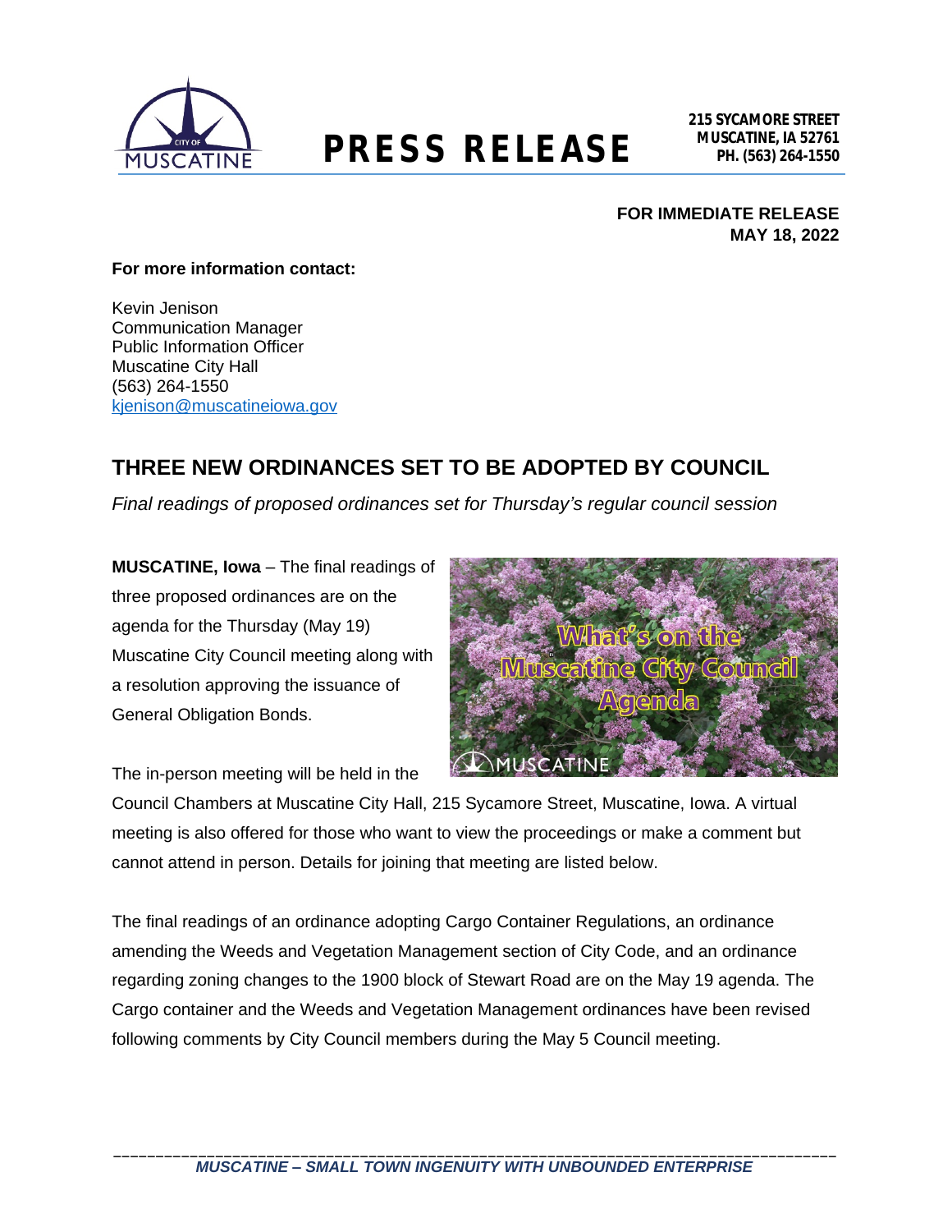# PRESS RELEASE

**215 SYCAMORE STREET**
**MUSCATINE, IA 52761**
**PH. (563) 264-1550**

**FOR IMMEDIATE RELEASE**
**MAY 18, 2022**

**For more information contact:**

Kevin Jenison
Communication Manager
Public Information Officer
Muscatine City Hall
(563) 264-1550
kjenison@muscatineiowa.gov

## THREE NEW ORDINANCES SET TO BE ADOPTED BY COUNCIL

*Final readings of proposed ordinances set for Thursday's regular council session*

**MUSCATINE, Iowa** – The final readings of three proposed ordinances are on the agenda for the Thursday (May 19) Muscatine City Council meeting along with a resolution approving the issuance of General Obligation Bonds.

The in-person meeting will be held in the Council Chambers at Muscatine City Hall, 215 Sycamore Street, Muscatine, Iowa. A virtual meeting is also offered for those who want to view the proceedings or make a comment but cannot attend in person. Details for joining that meeting are listed below.

The final readings of an ordinance adopting Cargo Container Regulations, an ordinance amending the Weeds and Vegetation Management section of City Code, and an ordinance regarding zoning changes to the 1900 block of Stewart Road are on the May 19 agenda. The Cargo container and the Weeds and Vegetation Management ordinances have been revised following comments by City Council members during the May 5 Council meeting.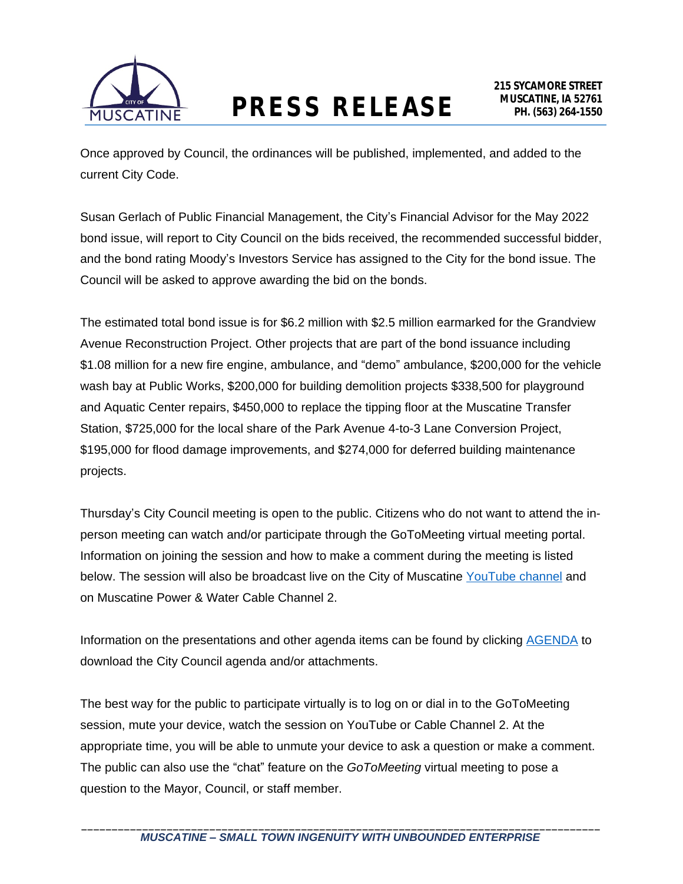Once approved by Council, the ordinances will be published, implemented, and added to the current City Code.

Susan Gerlach of Public Financial Management, the City's Financial Advisor for the May 2022 bond issue, will report to City Council on the bids received, the recommended successful bidder, and the bond rating Moody's Investors Service has assigned to the City for the bond issue. The Council will be asked to approve awarding the bid on the bonds.

The estimated total bond issue is for $6.2 million with $2.5 million earmarked for the Grandview Avenue Reconstruction Project. Other projects that are part of the bond issuance including $1.08 million for a new fire engine, ambulance, and "demo" ambulance, $200,000 for the vehicle wash bay at Public Works, $200,000 for building demolition projects $338,500 for playground and Aquatic Center repairs, $450,000 to replace the tipping floor at the Muscatine Transfer Station, $725,000 for the local share of the Park Avenue 4-to-3 Lane Conversion Project, $195,000 for flood damage improvements, and $274,000 for deferred building maintenance projects.

Thursday's City Council meeting is open to the public. Citizens who do not want to attend the in-person meeting can watch and/or participate through the GoToMeeting virtual meeting portal. Information on joining the session and how to make a comment during the meeting is listed below. The session will also be broadcast live on the City of Muscatine YouTube channel and on Muscatine Power & Water Cable Channel 2.

Information on the presentations and other agenda items can be found by clicking AGENDA to download the City Council agenda and/or attachments.

The best way for the public to participate virtually is to log on or dial in to the GoToMeeting session, mute your device, watch the session on YouTube or Cable Channel 2. At the appropriate time, you will be able to unmute your device to ask a question or make a comment. The public can also use the "chat" feature on the *GoToMeeting* virtual meeting to pose a question to the Mayor, Council, or staff member.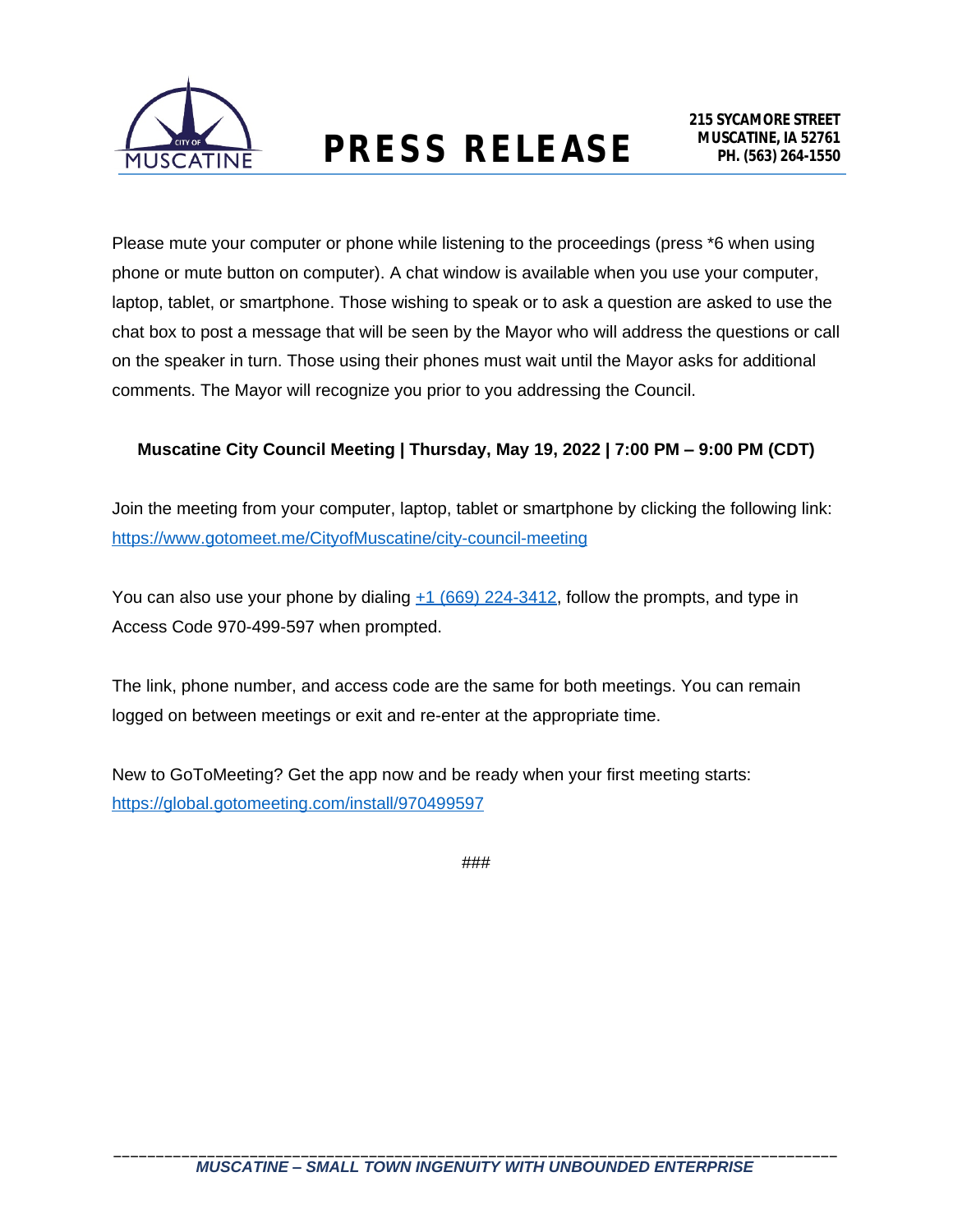Please mute your computer or phone while listening to the proceedings (press *6 when using phone or mute button on computer). A chat window is available when you use your computer, laptop, tablet, or smartphone. Those wishing to speak or to ask a question are asked to use the chat box to post a message that will be seen by the Mayor who will address the questions or call on the speaker in turn. Those using their phones must wait until the Mayor asks for additional comments. The Mayor will recognize you prior to you addressing the Council.

**Muscatine City Council Meeting | Thursday, May 19, 2022 | 7:00 PM – 9:00 PM (CDT)**

Join the meeting from your computer, laptop, tablet or smartphone by clicking the following link: https://www.gotomeet.me/CityofMuscatine/city-council-meeting

You can also use your phone by dialing +1 (669) 224-3412, follow the prompts, and type in Access Code 970-499-597 when prompted.

The link, phone number, and access code are the same for both meetings. You can remain logged on between meetings or exit and re-enter at the appropriate time.

New to GoToMeeting? Get the app now and be ready when your first meeting starts: https://global.gotomeeting.com/install/970499597

###